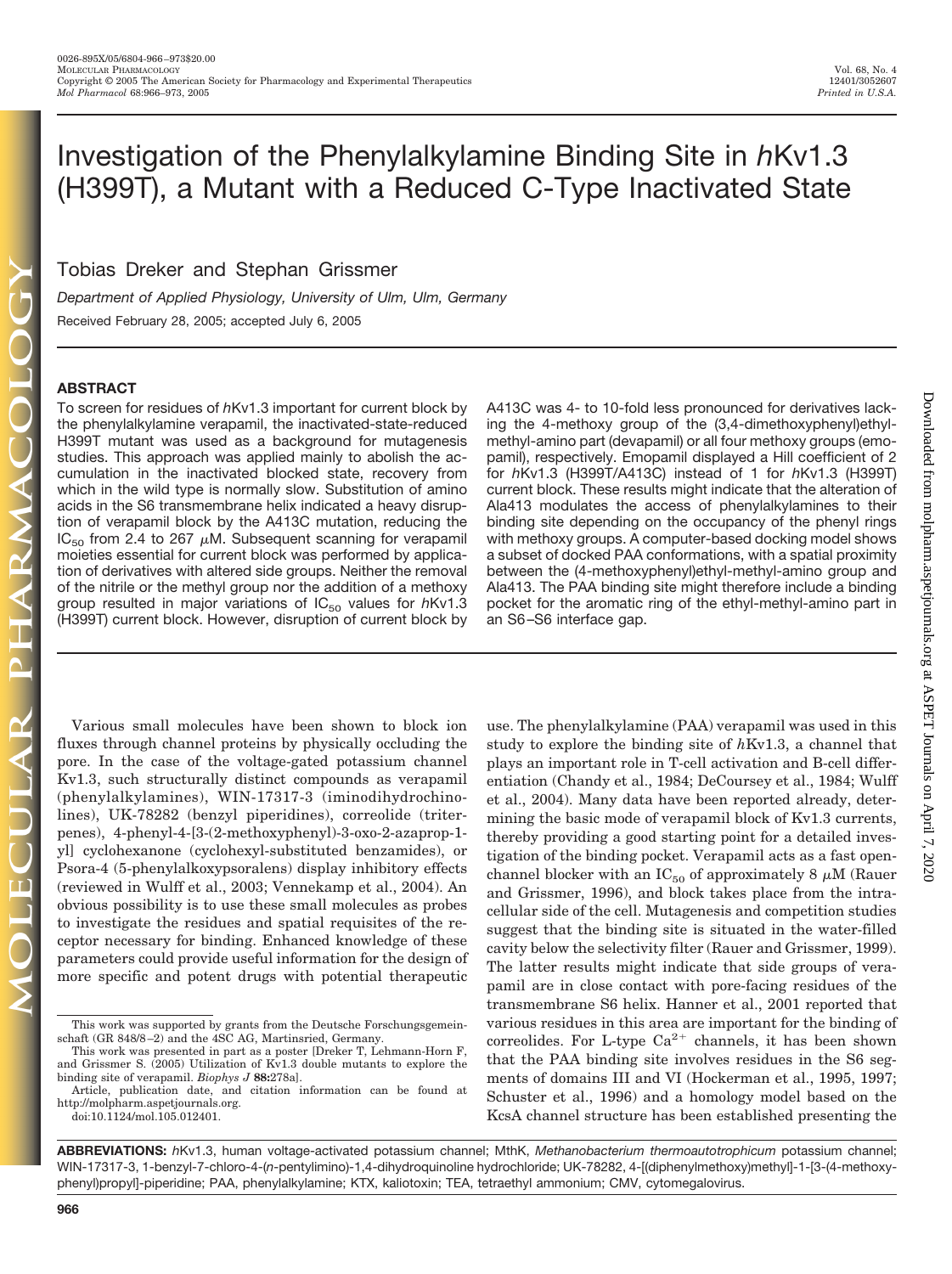# Investigation of the Phenylalkylamine Binding Site in *h*Kv1.3 (H399T), a Mutant with a Reduced C-Type Inactivated State

Tobias Dreker and Stephan Grissmer

*Department of Applied Physiology, University of Ulm, Ulm, Germany*

Received February 28, 2005; accepted July 6, 2005

## ABSTRACT

To screen for residues of *h*Kv1.3 important for current block by the phenylalkylamine verapamil, the inactivated-state-reduced H399T mutant was used as a background for mutagenesis studies. This approach was applied mainly to abolish the accumulation in the inactivated blocked state, recovery from which in the wild type is normally slow. Substitution of amino acids in the S6 transmembrane helix indicated a heavy disruption of verapamil block by the A413C mutation, reducing the $IC_{50}$ from 2.4 to 267 $\mu$M. Subsequent scanning for verapamil moieties essential for current block was performed by application of derivatives with altered side groups. Neither the removal of the nitrile or the methyl group nor the addition of a methoxy group resulted in major variations of $IC_{50}$ values for *h*Kv1.3 (H399T) current block. However, disruption of current block by A413C was 4- to 10-fold less pronounced for derivatives lacking the 4-methoxy group of the (3,4-dimethoxyphenyl)ethyl-methyl-amino part (devapamil) or all four methoxy groups (emopamil), respectively. Emopamil displayed a Hill coefficient of 2 for *h*Kv1.3 (H399T/A413C) instead of 1 for *h*Kv1.3 (H399T) current block. These results might indicate that the alteration of Ala413 modulates the access of phenylalkylamines to their binding site depending on the occupancy of the phenyl rings with methoxy groups. A computer-based docking model shows a subset of docked PAA conformations, with a spatial proximity between the (4-methoxyphenyl)ethyl-methyl-amino group and Ala413. The PAA binding site might therefore include a binding pocket for the aromatic ring of the ethyl-methyl-amino part in an S6–S6 interface gap.

Various small molecules have been shown to block ion fluxes through channel proteins by physically occluding the pore. In the case of the voltage-gated potassium channel Kv1.3, such structurally distinct compounds as verapamil (phenylalkylamines), WIN-17317-3 (iminodihydrochinolines), UK-78282 (benzyl piperidines), correolide (triterpenes), 4-phenyl-4-[3-(2-methoxyphenyl)-3-oxo-2-azaprop-1-yl] cyclohexanone (cyclohexyl-substituted benzamides), or Psora-4 (5-phenylalkoxypsoralens) display inhibitory effects (reviewed in Wulff et al., 2003; Vennekamp et al., 2004). An obvious possibility is to use these small molecules as probes to investigate the residues and spatial requisites of the receptor necessary for binding. Enhanced knowledge of these parameters could provide useful information for the design of more specific and potent drugs with potential therapeutic use. The phenylalkylamine (PAA) verapamil was used in this study to explore the binding site of *h*Kv1.3, a channel that plays an important role in T-cell activation and B-cell differentiation (Chandy et al., 1984; DeCoursey et al., 1984; Wulff et al., 2004). Many data have been reported already, determining the basic mode of verapamil block of Kv1.3 currents, thereby providing a good starting point for a detailed investigation of the binding pocket. Verapamil acts as a fast open-channel blocker with an $IC_{50}$ of approximately 8 $\mu$M (Rauer and Grissmer, 1996), and block takes place from the intracellular side of the cell. Mutagenesis and competition studies suggest that the binding site is situated in the water-filled cavity below the selectivity filter (Rauer and Grissmer, 1999). The latter results might indicate that side groups of verapamil are in close contact with pore-facing residues of the transmembrane S6 helix. Hanner et al., 2001 reported that various residues in this area are important for the binding of correolides. For L-type $Ca^{2+}$ channels, it has been shown that the PAA binding site involves residues in the S6 segments of domains III and VI (Hockerman et al., 1995, 1997; Schuster et al., 1996) and a homology model based on the KcsA channel structure has been established presenting the

This work was supported by grants from the Deutsche Forschungsgemeinschaft (GR 848/8–2) and the 4SC AG, Martinsried, Germany.

This work was presented in part as a poster [Dreker T, Lehmann-Horn F, and Grissmer S. (2005) Utilization of Kv1.3 double mutants to explore the binding site of verapamil. *Biophys J* **88:**278a].

Article, publication date, and citation information can be found at http://molpharm.aspetjournals.org.

doi:10.1124/mol.105.012401.

**ABBREVIATIONS:** *h*Kv1.3, human voltage-activated potassium channel; MthK, *Methanobacterium thermoautotrophicum* potassium channel; WIN-17317-3, 1-benzyl-7-chloro-4-(*n*-pentylimino)-1,4-dihydroquinoline hydrochloride; UK-78282, 4-[(diphenylmethoxy)methyl]-1-[3-(4-methoxyphenyl)propyl]-piperidine; PAA, phenylalkylamine; KTX, kaliotoxin; TEA, tetraethyl ammonium; CMV, cytomegalovirus.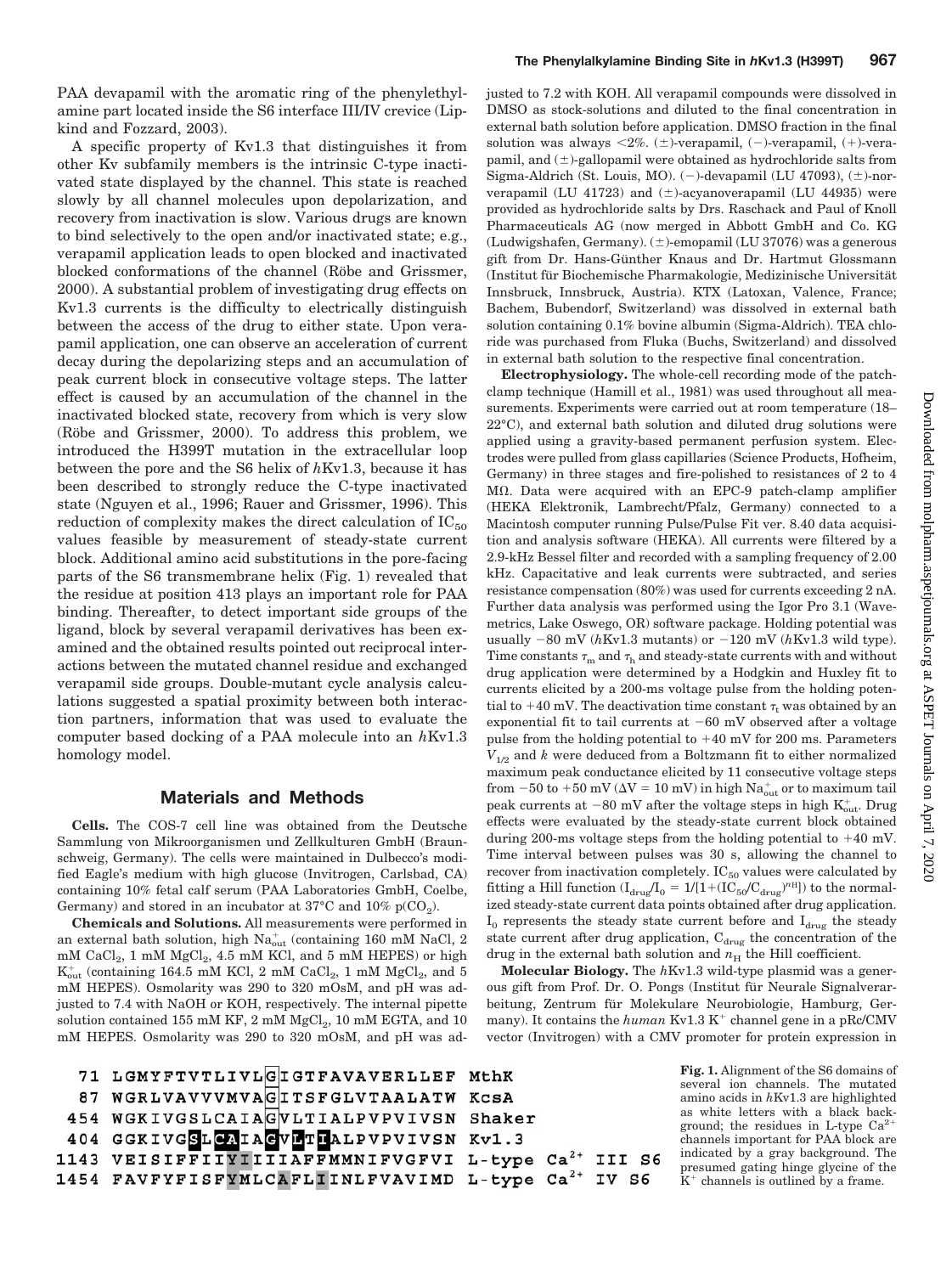PAA devapamil with the aromatic ring of the phenylethylamine part located inside the S6 interface III/IV crevice (Lipkind and Fozzard, 2003).

A specific property of Kv1.3 that distinguishes it from other Kv subfamily members is the intrinsic C-type inactivated state displayed by the channel. This state is reached slowly by all channel molecules upon depolarization, and recovery from inactivation is slow. Various drugs are known to bind selectively to the open and/or inactivated state; e.g., verapamil application leads to open blocked and inactivated blocked conformations of the channel (Röbe and Grissmer, 2000). A substantial problem of investigating drug effects on Kv1.3 currents is the difficulty to electrically distinguish between the access of the drug to either state. Upon verapamil application, one can observe an acceleration of current decay during the depolarizing steps and an accumulation of peak current block in consecutive voltage steps. The latter effect is caused by an accumulation of the channel in the inactivated blocked state, recovery from which is very slow (Röbe and Grissmer, 2000). To address this problem, we introduced the H399T mutation in the extracellular loop between the pore and the S6 helix of *h*Kv1.3, because it has been described to strongly reduce the C-type inactivated state (Nguyen et al., 1996; Rauer and Grissmer, 1996). This reduction of complexity makes the direct calculation of $IC_{50}$ values feasible by measurement of steady-state current block. Additional amino acid substitutions in the pore-facing parts of the S6 transmembrane helix (Fig. 1) revealed that the residue at position 413 plays an important role for PAA binding. Thereafter, to detect important side groups of the ligand, block by several verapamil derivatives has been examined and the obtained results pointed out reciprocal interactions between the mutated channel residue and exchanged verapamil side groups. Double-mutant cycle analysis calculations suggested a spatial proximity between both interaction partners, information that was used to evaluate the computer based docking of a PAA molecule into an *h*Kv1.3 homology model.

## Materials and Methods

**Cells.** The COS-7 cell line was obtained from the Deutsche Sammlung von Mikroorganismen und Zellkulturen GmbH (Braunschweig, Germany). The cells were maintained in Dulbecco's modified Eagle's medium with high glucose (Invitrogen, Carlsbad, CA) containing 10% fetal calf serum (PAA Laboratories GmbH, Coelbe, Germany) and stored in an incubator at 37°C and 10% $p(CO_2)$.

**Chemicals and Solutions.** All measurements were performed in an external bath solution, high $Na^+_{out}$ (containing 160 mM NaCl, 2 mM $CaCl_2$, 1 mM $MgCl_2$, 4.5 mM KCl, and 5 mM HEPES) or high $K^+_{out}$ (containing 164.5 mM KCl, 2 mM $CaCl_2$, 1 mM $MgCl_2$, and 5 mM HEPES). Osmolarity was 290 to 320 mOsM, and pH was adjusted to 7.4 with NaOH or KOH, respectively. The internal pipette solution contained 155 mM KF, 2 mM $MgCl_2$, 10 mM EGTA, and 10 mM HEPES. Osmolarity was 290 to 320 mOsM, and pH was adjusted to 7.2 with KOH. All verapamil compounds were dissolved in DMSO as stock-solutions and diluted to the final concentration in external bath solution before application. DMSO fraction in the final solution was always <2%. (±)-verapamil, (−)-verapamil, (+)-verapamil, and (±)-gallopamil were obtained as hydrochloride salts from Sigma-Aldrich (St. Louis, MO). (−)-devapamil (LU 47093), (±)-norverapamil (LU 41723) and (±)-acyanoverapamil (LU 44935) were provided as hydrochloride salts by Drs. Raschack and Paul of Knoll Pharmaceuticals AG (now merged in Abbott GmbH and Co. KG (Ludwigshafen, Germany). (±)-emopamil (LU 37076) was a generous gift from Dr. Hans-Günther Knaus and Dr. Hartmut Glossmann (Institut für Biochemische Pharmakologie, Medizinische Universität Innsbruck, Innsbruck, Austria). KTX (Latoxan, Valence, France; Bachem, Bubendorf, Switzerland) was dissolved in external bath solution containing 0.1% bovine albumin (Sigma-Aldrich). TEA chloride was purchased from Fluka (Buchs, Switzerland) and dissolved in external bath solution to the respective final concentration.

**Electrophysiology.** The whole-cell recording mode of the patch-clamp technique (Hamill et al., 1981) was used throughout all measurements. Experiments were carried out at room temperature (18–22°C), and external bath solution and diluted drug solutions were applied using a gravity-based permanent perfusion system. Electrodes were pulled from glass capillaries (Science Products, Hofheim, Germany) in three stages and fire-polished to resistances of 2 to 4 MΩ. Data were acquired with an EPC-9 patch-clamp amplifier (HEKA Elektronik, Lambrecht/Pfalz, Germany) connected to a Macintosh computer running Pulse/Pulse Fit ver. 8.40 data acquisition and analysis software (HEKA). All currents were filtered by a 2.9-kHz Bessel filter and recorded with a sampling frequency of 2.00 kHz. Capacitative and leak currents were subtracted, and series resistance compensation (80%) was used for currents exceeding 2 nA. Further data analysis was performed using the Igor Pro 3.1 (Wavemetrics, Lake Oswego, OR) software package. Holding potential was usually −80 mV (*h*Kv1.3 mutants) or −120 mV (*h*Kv1.3 wild type). Time constants $\tau_m$ and $\tau_h$ and steady-state currents with and without drug application were determined by a Hodgkin and Huxley fit to currents elicited by a 200-ms voltage pulse from the holding potential to +40 mV. The deactivation time constant $\tau_t$ was obtained by an exponential fit to tail currents at −60 mV observed after a voltage pulse from the holding potential to +40 mV for 200 ms. Parameters $V_{1/2}$ and $k$ were deduced from a Boltzmann fit to either normalized maximum peak conductance elicited by 11 consecutive voltage steps from −50 to +50 mV ($\Delta V$ = 10 mV) in high $Na^+_{out}$ or to maximum tail peak currents at −80 mV after the voltage steps in high $K^+_{out}$. Drug effects were evaluated by the steady-state current block obtained during 200-ms voltage steps from the holding potential to +40 mV. Time interval between pulses was 30 s, allowing the channel to recover from inactivation completely. $IC_{50}$ values were calculated by fitting a Hill function ($I_{drug}/I_0 = 1/[1+(IC_{50}/C_{drug})^{n_H}]$) to the normalized steady-state current data points obtained after drug application. $I_0$ represents the steady state current before and $I_{drug}$ the steady state current after drug application, $C_{drug}$ the concentration of the drug in the external bath solution and $n_H$ the Hill coefficient.

**Molecular Biology.** The *h*Kv1.3 wild-type plasmid was a generous gift from Prof. Dr. O. Pongs (Institut für Neurale Signalverarbeitung, Zentrum für Molekulare Neurobiologie, Hamburg, Germany). It contains the *human* Kv1.3 $K^+$ channel gene in a pRc/CMV vector (Invitrogen) with a CMV promoter for protein expression in

```
  71 LGMYFTVTLIVLGIGTFAVAVERLLEF MthK
  87 WGRLVAVVVMVAGITSFGLVTAALATW KcsA
 454 WGKIVGSLCAIAGVLTIALPVPVIVSN Shaker
 404 GGKIVGSLCAIAGVLTIALPVPVIVSN Kv1.3
1143 VEISIFFIIYIIIIAFFMMNIFVGFVI L-type Ca2+ III S6
1454 FAVFYFISFYMLCAFLIINLFVAVIMD L-type Ca2+ IV S6
```

**Fig. 1.** Alignment of the S6 domains of several ion channels. The mutated amino acids in *h*Kv1.3 are highlighted as white letters with a black background; the residues in L-type $Ca^{2+}$ channels important for PAA block are indicated by a gray background. The presumed gating hinge glycine of the $K^+$ channels is outlined by a frame.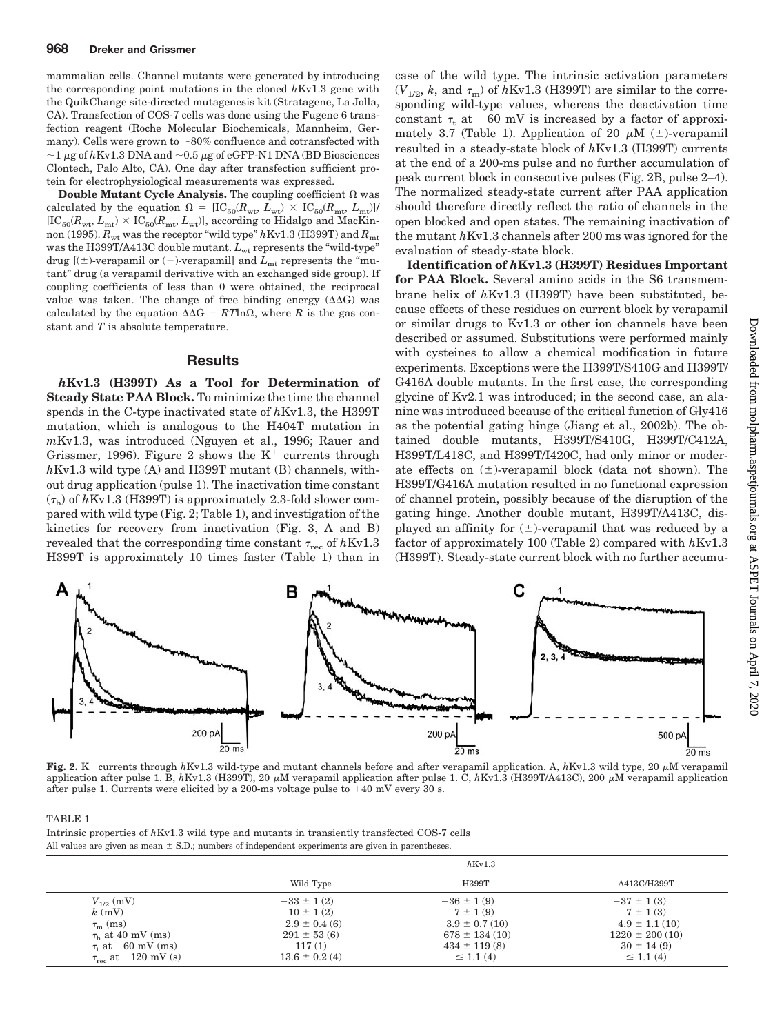mammalian cells. Channel mutants were generated by introducing the corresponding point mutations in the cloned *h*Kv1.3 gene with the QuikChange site-directed mutagenesis kit (Stratagene, La Jolla, CA). Transfection of COS-7 cells was done using the Fugene 6 transfection reagent (Roche Molecular Biochemicals, Mannheim, Germany). Cells were grown to ~80% confluence and cotransfected with ~1 μg of *h*Kv1.3 DNA and ~0.5 μg of eGFP-N1 DNA (BD Biosciences Clontech, Palo Alto, CA). One day after transfection sufficient protein for electrophysiological measurements was expressed.

**Double Mutant Cycle Analysis.** The coupling coefficient Ω was calculated by the equation $\Omega = [IC_{50}(R_{wt}, L_{wt}) \times IC_{50}(R_{mt}, L_{mt})]/[IC_{50}(R_{wt}, L_{mt}) \times IC_{50}(R_{mt}, L_{wt})]$, according to Hidalgo and MacKinnon (1995). $R_{wt}$ was the receptor "wild type" *h*Kv1.3 (H399T) and $R_{mt}$ was the H399T/A413C double mutant. $L_{wt}$ represents the "wild-type" drug [(±)-verapamil or (−)-verapamil] and $L_{mt}$ represents the "mutant" drug (a verapamil derivative with an exchanged side group). If coupling coefficients of less than 0 were obtained, the reciprocal value was taken. The change of free binding energy (ΔΔG) was calculated by the equation $\Delta\Delta G = RT\ln\Omega$, where $R$ is the gas constant and $T$ is absolute temperature.

## Results

***h*Kv1.3 (H399T) As a Tool for Determination of Steady State PAA Block.** To minimize the time the channel spends in the C-type inactivated state of *h*Kv1.3, the H399T mutation, which is analogous to the H404T mutation in *m*Kv1.3, was introduced (Nguyen et al., 1996; Rauer and Grissmer, 1996). Figure 2 shows the $K^+$ currents through *h*Kv1.3 wild type (A) and H399T mutant (B) channels, without drug application (pulse 1). The inactivation time constant ($\tau_h$) of *h*Kv1.3 (H399T) is approximately 2.3-fold slower compared with wild type (Fig. 2; Table 1), and investigation of the kinetics for recovery from inactivation (Fig. 3, A and B) revealed that the corresponding time constant $\tau_{rec}$ of *h*Kv1.3 H399T is approximately 10 times faster (Table 1) than in case of the wild type. The intrinsic activation parameters ($V_{1/2}$, $k$, and $\tau_m$) of *h*Kv1.3 (H399T) are similar to the corresponding wild-type values, whereas the deactivation time constant $\tau_t$ at −60 mV is increased by a factor of approximately 3.7 (Table 1). Application of 20 μM (±)-verapamil resulted in a steady-state block of *h*Kv1.3 (H399T) currents at the end of a 200-ms pulse and no further accumulation of peak current block in consecutive pulses (Fig. 2B, pulse 2–4). The normalized steady-state current after PAA application should therefore directly reflect the ratio of channels in the open blocked and open states. The remaining inactivation of the mutant *h*Kv1.3 channels after 200 ms was ignored for the evaluation of steady-state block.

**Identification of *h*Kv1.3 (H399T) Residues Important for PAA Block.** Several amino acids in the S6 transmembrane helix of *h*Kv1.3 (H399T) have been substituted, because effects of these residues on current block by verapamil or similar drugs to Kv1.3 or other ion channels have been described or assumed. Substitutions were performed mainly with cysteines to allow a chemical modification in future experiments. Exceptions were the H399T/S410G and H399T/G416A double mutants. In the first case, the corresponding glycine of Kv2.1 was introduced; in the second case, an alanine was introduced because of the critical function of Gly416 as the potential gating hinge (Jiang et al., 2002b). The obtained double mutants, H399T/S410G, H399T/C412A, H399T/L418C, and H399T/I420C, had only minor or moderate effects on (±)-verapamil block (data not shown). The H399T/G416A mutation resulted in no functional expression of channel protein, possibly because of the disruption of the gating hinge. Another double mutant, H399T/A413C, displayed an affinity for (±)-verapamil that was reduced by a factor of approximately 100 (Table 2) compared with *h*Kv1.3 (H399T). Steady-state current block with no further accumu-

**Fig. 2.** $K^+$ currents through *h*Kv1.3 wild-type and mutant channels before and after verapamil application. A, *h*Kv1.3 wild type, 20 μM verapamil application after pulse 1. B, *h*Kv1.3 (H399T), 20 μM verapamil application after pulse 1. C, *h*Kv1.3 (H399T/A413C), 200 μM verapamil application after pulse 1. Currents were elicited by a 200-ms voltage pulse to +40 mV every 30 s.

TABLE 1

Intrinsic properties of *h*Kv1.3 wild type and mutants in transiently transfected COS-7 cells

All values are given as mean ± S.D.; numbers of independent experiments are given in parentheses.

| | *h*Kv1.3 | | |
|---|---|---|---|
| | Wild Type | H399T | A413C/H399T |
| $V_{1/2}$ (mV) | −33 ± 1 (2) | −36 ± 1 (9) | −37 ± 1 (3) |
| $k$ (mV) | 10 ± 1 (2) | 7 ± 1 (9) | 7 ± 1 (3) |
| $\tau_m$ (ms) | 2.9 ± 0.4 (6) | 3.9 ± 0.7 (10) | 4.9 ± 1.1 (10) |
| $\tau_h$ at 40 mV (ms) | 291 ± 53 (6) | 678 ± 134 (10) | 1220 ± 200 (10) |
| $\tau_t$ at −60 mV (ms) | 117 (1) | 434 ± 119 (8) | 30 ± 14 (9) |
| $\tau_{rec}$ at −120 mV (s) | 13.6 ± 0.2 (4) | ≤ 1.1 (4) | ≤ 1.1 (4) |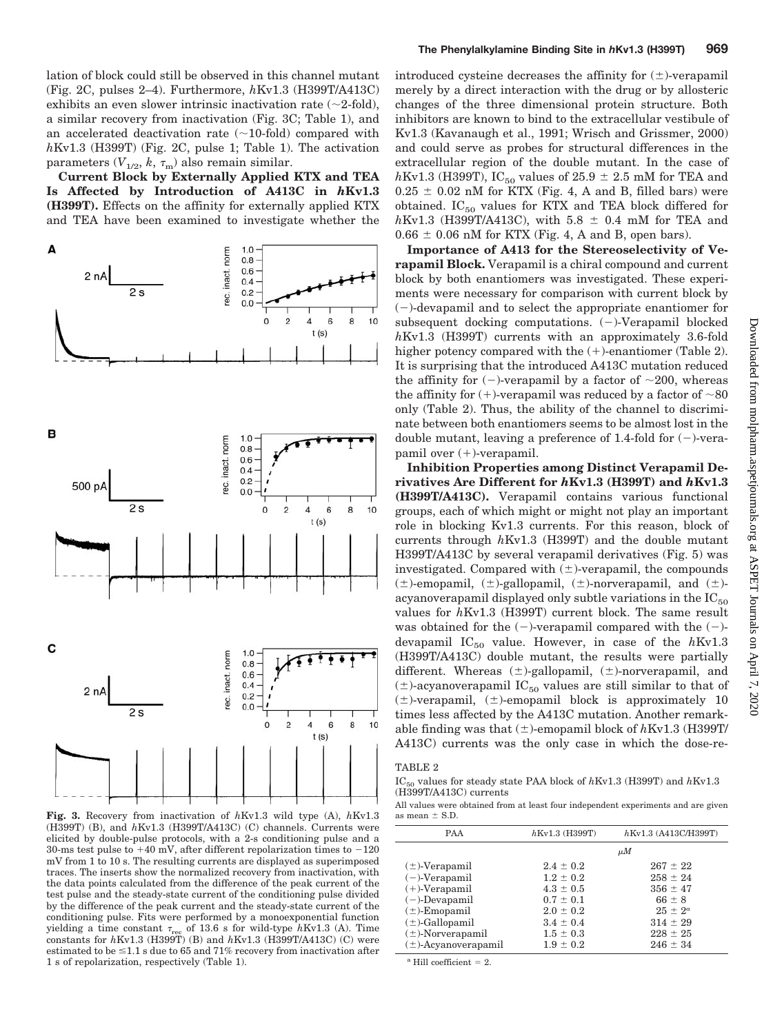lation of block could still be observed in this channel mutant (Fig. 2C, pulses 2–4). Furthermore, *h*Kv1.3 (H399T/A413C) exhibits an even slower intrinsic inactivation rate (~2-fold), a similar recovery from inactivation (Fig. 3C; Table 1), and an accelerated deactivation rate (~10-fold) compared with *h*Kv1.3 (H399T) (Fig. 2C, pulse 1; Table 1). The activation parameters ($V_{1/2}$, $k$, $\tau_m$) also remain similar.

**Current Block by Externally Applied KTX and TEA Is Affected by Introduction of A413C in *h*Kv1.3 (H399T).** Effects on the affinity for externally applied KTX and TEA have been examined to investigate whether the introduced cysteine decreases the affinity for (±)-verapamil merely by a direct interaction with the drug or by allosteric changes of the three dimensional protein structure. Both inhibitors are known to bind to the extracellular vestibule of Kv1.3 (Kavanaugh et al., 1991; Wrisch and Grissmer, 2000) and could serve as probes for structural differences in the extracellular region of the double mutant. In the case of *h*Kv1.3 (H399T), $IC_{50}$ values of 25.9 ± 2.5 mM for TEA and 0.25 ± 0.02 nM for KTX (Fig. 4, A and B, filled bars) were obtained. $IC_{50}$ values for KTX and TEA block differed for *h*Kv1.3 (H399T/A413C), with 5.8 ± 0.4 mM for TEA and 0.66 ± 0.06 nM for KTX (Fig. 4, A and B, open bars).

**Importance of A413 for the Stereoselectivity of Verapamil Block.** Verapamil is a chiral compound and current block by both enantiomers was investigated. These experiments were necessary for comparison with current block by (−)-devapamil and to select the appropriate enantiomer for subsequent docking computations. (−)-Verapamil blocked *h*Kv1.3 (H399T) currents with an approximately 3.6-fold higher potency compared with the (+)-enantiomer (Table 2). It is surprising that the introduced A413C mutation reduced the affinity for (−)-verapamil by a factor of ~200, whereas the affinity for (+)-verapamil was reduced by a factor of ~80 only (Table 2). Thus, the ability of the channel to discriminate between both enantiomers seems to be almost lost in the double mutant, leaving a preference of 1.4-fold for (−)-verapamil over (+)-verapamil.

**Inhibition Properties among Distinct Verapamil Derivatives Are Different for *h*Kv1.3 (H399T) and *h*Kv1.3 (H399T/A413C).** Verapamil contains various functional groups, each of which might or might not play an important role in blocking Kv1.3 currents. For this reason, block of currents through *h*Kv1.3 (H399T) and the double mutant H399T/A413C by several verapamil derivatives (Fig. 5) was investigated. Compared with (±)-verapamil, the compounds (±)-emopamil, (±)-gallopamil, (±)-norverapamil, and (±)-acyanoverapamil displayed only subtle variations in the $IC_{50}$ values for *h*Kv1.3 (H399T) current block. The same result was obtained for the (−)-verapamil compared with the (−)-devapamil $IC_{50}$ value. However, in case of the *h*Kv1.3 (H399T/A413C) double mutant, the results were partially different. Whereas (±)-gallopamil, (±)-norverapamil, and (±)-acyanoverapamil $IC_{50}$ values are still similar to that of (±)-verapamil, (±)-emopamil block is approximately 10 times less affected by the A413C mutation. Another remarkable finding was that (±)-emopamil block of *h*Kv1.3 (H399T/A413C) currents was the only case in which the dose-re-

**Fig. 3.** Recovery from inactivation of *h*Kv1.3 wild type (A), *h*Kv1.3 (H399T) (B), and *h*Kv1.3 (H399T/A413C) (C) channels. Currents were elicited by double-pulse protocols, with a 2-s conditioning pulse and a 30-ms test pulse to +40 mV, after different repolarization times to −120 mV from 1 to 10 s. The resulting currents are displayed as superimposed traces. The inserts show the normalized recovery from inactivation, with the data points calculated from the difference of the peak current of the test pulse and the steady-state current of the conditioning pulse divided by the difference of the peak current and the steady-state current of the conditioning pulse. Fits were performed by a monoexponential function yielding a time constant $\tau_{rec}$ of 13.6 s for wild-type *h*Kv1.3 (A). Time constants for *h*Kv1.3 (H399T) (B) and *h*Kv1.3 (H399T/A413C) (C) were estimated to be ≤1.1 s due to 65 and 71% recovery from inactivation after 1 s of repolarization, respectively (Table 1).

TABLE 2

$IC_{50}$ values for steady state PAA block of *h*Kv1.3 (H399T) and *h*Kv1.3 (H399T/A413C) currents

All values were obtained from at least four independent experiments and are given as mean ± S.D.

| PAA | *h*Kv1.3 (H399T) | *h*Kv1.3 (A413C/H399T) |
|---|---|---|
| | *μM* | |
| (±)-Verapamil | 2.4 ± 0.2 | 267 ± 22 |
| (−)-Verapamil | 1.2 ± 0.2 | 258 ± 24 |
| (+)-Verapamil | 4.3 ± 0.5 | 356 ± 47 |
| (−)-Devapamil | 0.7 ± 0.1 | 66 ± 8 |
| (±)-Emopamil | 2.0 ± 0.2 | 25 ± 2[a] |
| (±)-Gallopamil | 3.4 ± 0.4 | 314 ± 29 |
| (±)-Norverapamil | 1.5 ± 0.3 | 228 ± 25 |
| (±)-Acyanoverapamil | 1.9 ± 0.2 | 246 ± 34 |

[a] Hill coefficient = 2.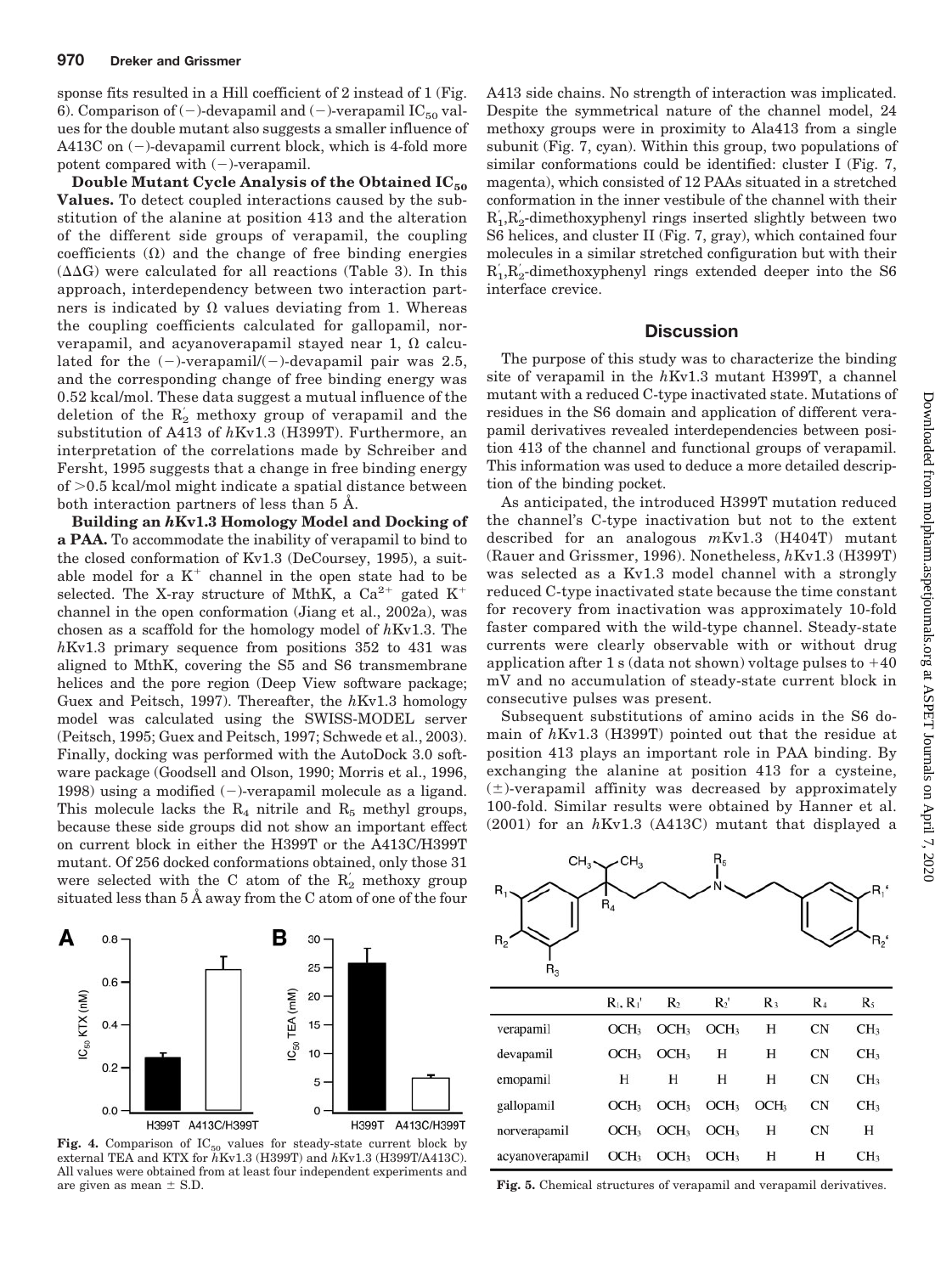sponse fits resulted in a Hill coefficient of 2 instead of 1 (Fig. 6). Comparison of (−)-devapamil and (−)-verapamil $IC_{50}$ values for the double mutant also suggests a smaller influence of A413C on (−)-devapamil current block, which is 4-fold more potent compared with (−)-verapamil.

**Double Mutant Cycle Analysis of the Obtained $IC_{50}$ Values.** To detect coupled interactions caused by the substitution of the alanine at position 413 and the alteration of the different side groups of verapamil, the coupling coefficients (Ω) and the change of free binding energies (ΔΔG) were calculated for all reactions (Table 3). In this approach, interdependency between two interaction partners is indicated by Ω values deviating from 1. Whereas the coupling coefficients calculated for gallopamil, norverapamil, and acyanoverapamil stayed near 1, Ω calculated for the (−)-verapamil/(−)-devapamil pair was 2.5, and the corresponding change of free binding energy was 0.52 kcal/mol. These data suggest a mutual influence of the deletion of the $R_2'$ methoxy group of verapamil and the substitution of A413 of *h*Kv1.3 (H399T). Furthermore, an interpretation of the correlations made by Schreiber and Fersht, 1995 suggests that a change in free binding energy of >0.5 kcal/mol might indicate a spatial distance between both interaction partners of less than 5 Å.

**Building an *h*Kv1.3 Homology Model and Docking of a PAA.** To accommodate the inability of verapamil to bind to the closed conformation of Kv1.3 (DeCoursey, 1995), a suitable model for a $K^+$ channel in the open state had to be selected. The X-ray structure of MthK, a $Ca^{2+}$ gated $K^+$ channel in the open conformation (Jiang et al., 2002a), was chosen as a scaffold for the homology model of *h*Kv1.3. The *h*Kv1.3 primary sequence from positions 352 to 431 was aligned to MthK, covering the S5 and S6 transmembrane helices and the pore region (Deep View software package; Guex and Peitsch, 1997). Thereafter, the *h*Kv1.3 homology model was calculated using the SWISS-MODEL server (Peitsch, 1995; Guex and Peitsch, 1997; Schwede et al., 2003). Finally, docking was performed with the AutoDock 3.0 software package (Goodsell and Olson, 1990; Morris et al., 1996, 1998) using a modified (−)-verapamil molecule as a ligand. This molecule lacks the $R_4$ nitrile and $R_5$ methyl groups, because these side groups did not show an important effect on current block in either the H399T or the A413C/H399T mutant. Of 256 docked conformations obtained, only those 31 were selected with the C atom of the $R_2'$ methoxy group situated less than 5 Å away from the C atom of one of the four A413 side chains. No strength of interaction was implicated. Despite the symmetrical nature of the channel model, 24 methoxy groups were in proximity to Ala413 from a single subunit (Fig. 7, cyan). Within this group, two populations of similar conformations could be identified: cluster I (Fig. 7, magenta), which consisted of 12 PAAs situated in a stretched conformation in the inner vestibule of the channel with their $R_1',R_2'$-dimethoxyphenyl rings inserted slightly between two S6 helices, and cluster II (Fig. 7, gray), which contained four molecules in a similar stretched configuration but with their $R_1',R_2'$-dimethoxyphenyl rings extended deeper into the S6 interface crevice.

**Fig. 4.** Comparison of $IC_{50}$ values for steady-state current block by external TEA and KTX for *h*Kv1.3 (H399T) and *h*Kv1.3 (H399T/A413C). All values were obtained from at least four independent experiments and are given as mean ± S.D.

## Discussion

The purpose of this study was to characterize the binding site of verapamil in the *h*Kv1.3 mutant H399T, a channel mutant with a reduced C-type inactivated state. Mutations of residues in the S6 domain and application of different verapamil derivatives revealed interdependencies between position 413 of the channel and functional groups of verapamil. This information was used to deduce a more detailed description of the binding pocket.

As anticipated, the introduced H399T mutation reduced the channel's C-type inactivation but not to the extent described for an analogous *m*Kv1.3 (H404T) mutant (Rauer and Grissmer, 1996). Nonetheless, *h*Kv1.3 (H399T) was selected as a Kv1.3 model channel with a strongly reduced C-type inactivated state because the time constant for recovery from inactivation was approximately 10-fold faster compared with the wild-type channel. Steady-state currents were clearly observable with or without drug application after 1 s (data not shown) voltage pulses to +40 mV and no accumulation of steady-state current block in consecutive pulses was present.

Subsequent substitutions of amino acids in the S6 domain of *h*Kv1.3 (H399T) pointed out that the residue at position 413 plays an important role in PAA binding. By exchanging the alanine at position 413 for a cysteine, (±)-verapamil affinity was decreased by approximately 100-fold. Similar results were obtained by Hanner et al. (2001) for an *h*Kv1.3 (A413C) mutant that displayed a

|  | $R_1, R_1'$ | $R_2$ | $R_2'$ | $R_3$ | $R_4$ | $R_5$ |
|---|---|---|---|---|---|---|
| verapamil | $OCH_3$ | $OCH_3$ | $OCH_3$ | H | CN | $CH_3$ |
| devapamil | $OCH_3$ | $OCH_3$ | H | H | CN | $CH_3$ |
| emopamil | H | H | H | H | CN | $CH_3$ |
| gallopamil | $OCH_3$ | $OCH_3$ | $OCH_3$ | $OCH_3$ | CN | $CH_3$ |
| norverapamil | $OCH_3$ | $OCH_3$ | $OCH_3$ | H | CN | H |
| acyanoverapamil | $OCH_3$ | $OCH_3$ | $OCH_3$ | H | H | $CH_3$ |

**Fig. 5.** Chemical structures of verapamil and verapamil derivatives.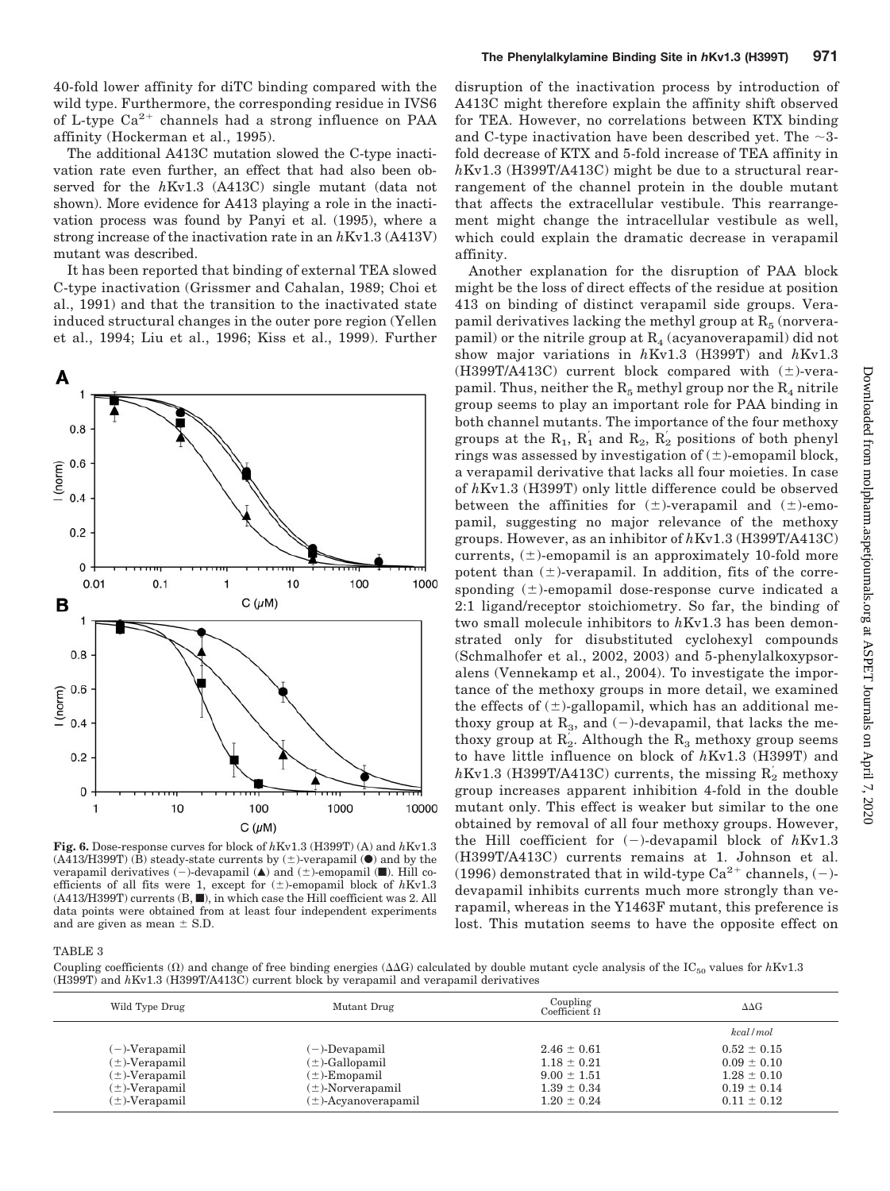40-fold lower affinity for diTC binding compared with the wild type. Furthermore, the corresponding residue in IVS6 of L-type $Ca^{2+}$ channels had a strong influence on PAA affinity (Hockerman et al., 1995).

The additional A413C mutation slowed the C-type inactivation rate even further, an effect that had also been observed for the *h*Kv1.3 (A413C) single mutant (data not shown). More evidence for A413 playing a role in the inactivation process was found by Panyi et al. (1995), where a strong increase of the inactivation rate in an *h*Kv1.3 (A413V) mutant was described.

It has been reported that binding of external TEA slowed C-type inactivation (Grissmer and Cahalan, 1989; Choi et al., 1991) and that the transition to the inactivated state induced structural changes in the outer pore region (Yellen et al., 1994; Liu et al., 1996; Kiss et al., 1999). Further disruption of the inactivation process by introduction of A413C might therefore explain the affinity shift observed for TEA. However, no correlations between KTX binding and C-type inactivation have been described yet. The ~3-fold decrease of KTX and 5-fold increase of TEA affinity in *h*Kv1.3 (H399T/A413C) might be due to a structural rearrangement of the channel protein in the double mutant that affects the extracellular vestibule. This rearrangement might change the intracellular vestibule as well, which could explain the dramatic decrease in verapamil affinity.

**Fig. 6.** Dose-response curves for block of *h*Kv1.3 (H399T) (A) and *h*Kv1.3 (A413/H399T) (B) steady-state currents by (±)-verapamil (●) and by the verapamil derivatives (−)-devapamil (▲) and (±)-emopamil (■). Hill coefficients of all fits were 1, except for (±)-emopamil block of *h*Kv1.3 (A413/H399T) currents (B, ■), in which case the Hill coefficient was 2. All data points were obtained from at least four independent experiments and are given as mean ± S.D.

Another explanation for the disruption of PAA block might be the loss of direct effects of the residue at position 413 on binding of distinct verapamil side groups. Verapamil derivatives lacking the methyl group at $R_5$ (norverapamil) or the nitrile group at $R_4$ (acyanoverapamil) did not show major variations in *h*Kv1.3 (H399T) and *h*Kv1.3 (H399T/A413C) current block compared with (±)-verapamil. Thus, neither the $R_5$ methyl group nor the $R_4$ nitrile group seems to play an important role for PAA binding in both channel mutants. The importance of the four methoxy groups at the $R_1$, $R_1'$ and $R_2$, $R_2'$ positions of both phenyl rings was assessed by investigation of (±)-emopamil block, a verapamil derivative that lacks all four moieties. In case of *h*Kv1.3 (H399T) only little difference could be observed between the affinities for (±)-verapamil and (±)-emopamil, suggesting no major relevance of the methoxy groups. However, as an inhibitor of *h*Kv1.3 (H399T/A413C) currents, (±)-emopamil is an approximately 10-fold more potent than (±)-verapamil. In addition, fits of the corresponding (±)-emopamil dose-response curve indicated a 2:1 ligand/receptor stoichiometry. So far, the binding of two small molecule inhibitors to *h*Kv1.3 has been demonstrated only for disubstituted cyclohexyl compounds (Schmalhofer et al., 2002, 2003) and 5-phenylalkoxypsoralens (Vennekamp et al., 2004). To investigate the importance of the methoxy groups in more detail, we examined the effects of (±)-gallopamil, which has an additional methoxy group at $R_3$, and (−)-devapamil, that lacks the methoxy group at $R_2'$. Although the $R_3$ methoxy group seems to have little influence on block of *h*Kv1.3 (H399T) and *h*Kv1.3 (H399T/A413C) currents, the missing $R_2'$ methoxy group increases apparent inhibition 4-fold in the double mutant only. This effect is weaker but similar to the one obtained by removal of all four methoxy groups. However, the Hill coefficient for (−)-devapamil block of *h*Kv1.3 (H399T/A413C) currents remains at 1. Johnson et al. (1996) demonstrated that in wild-type $Ca^{2+}$ channels, (−)-devapamil inhibits currents much more strongly than verapamil, whereas in the Y1463F mutant, this preference is lost. This mutation seems to have the opposite effect on

TABLE 3

Coupling coefficients (Ω) and change of free binding energies (ΔΔG) calculated by double mutant cycle analysis of the $IC_{50}$ values for *h*Kv1.3 (H399T) and *h*Kv1.3 (H399T/A413C) current block by verapamil and verapamil derivatives

| Wild Type Drug | Mutant Drug | Coupling Coefficient Ω | ΔΔG |
|---|---|---|---|
| | | | *kcal/mol* |
| (−)-Verapamil | (−)-Devapamil | 2.46 ± 0.61 | 0.52 ± 0.15 |
| (±)-Verapamil | (±)-Gallopamil | 1.18 ± 0.21 | 0.09 ± 0.10 |
| (±)-Verapamil | (±)-Emopamil | 9.00 ± 1.51 | 1.28 ± 0.10 |
| (±)-Verapamil | (±)-Norverapamil | 1.39 ± 0.34 | 0.19 ± 0.14 |
| (±)-Verapamil | (±)-Acyanoverapamil | 1.20 ± 0.24 | 0.11 ± 0.12 |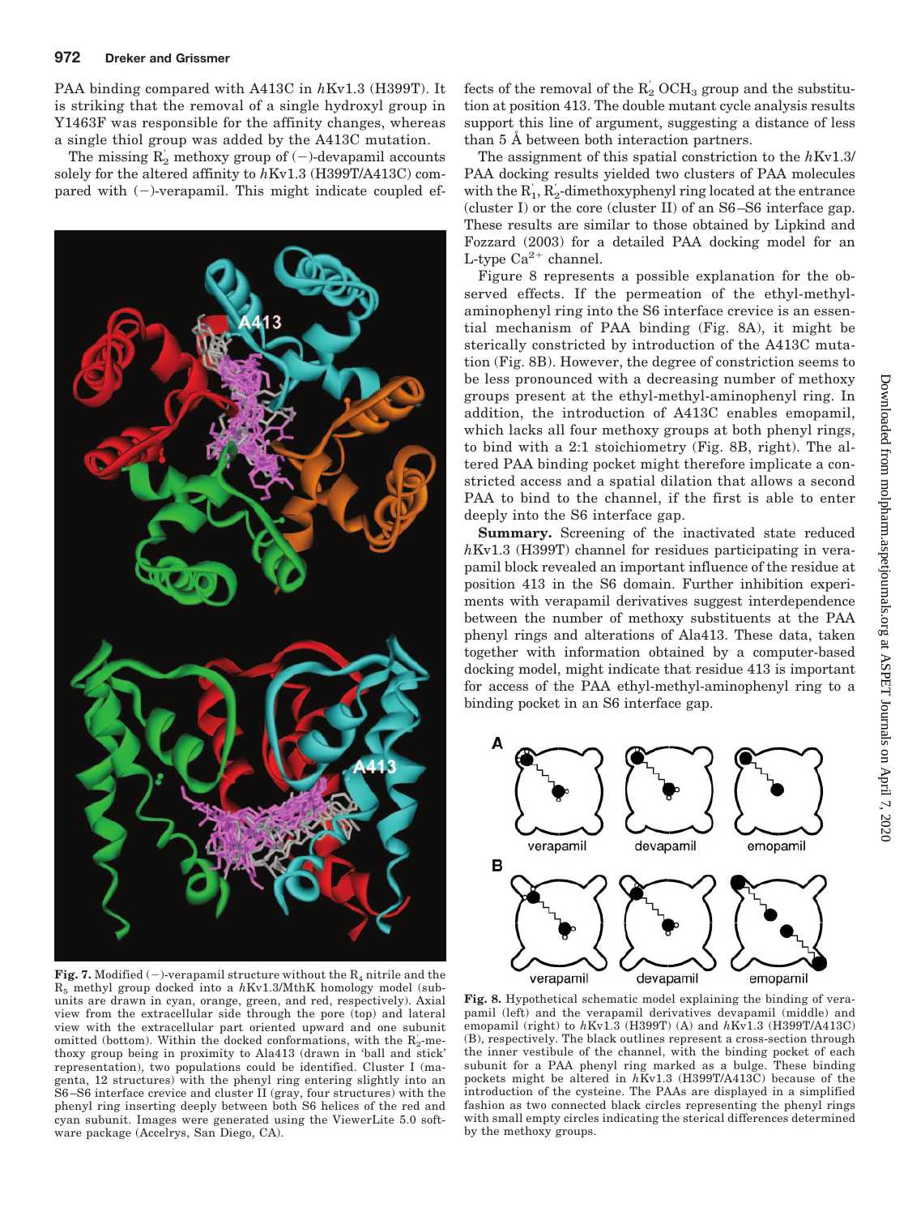PAA binding compared with A413C in *h*Kv1.3 (H399T). It is striking that the removal of a single hydroxyl group in Y1463F was responsible for the affinity changes, whereas a single thiol group was added by the A413C mutation.

The missing $R_2'$ methoxy group of (−)-devapamil accounts solely for the altered affinity to *h*Kv1.3 (H399T/A413C) compared with (−)-verapamil. This might indicate coupled effects of the removal of the $R_2'$ $OCH_3$ group and the substitution at position 413. The double mutant cycle analysis results support this line of argument, suggesting a distance of less than 5 Å between both interaction partners.

The assignment of this spatial constriction to the *h*Kv1.3/PAA docking results yielded two clusters of PAA molecules with the $R_1'$, $R_2'$-dimethoxyphenyl ring located at the entrance (cluster I) or the core (cluster II) of an S6–S6 interface gap. These results are similar to those obtained by Lipkind and Fozzard (2003) for a detailed PAA docking model for an L-type $Ca^{2+}$ channel.

Figure 8 represents a possible explanation for the observed effects. If the permeation of the ethyl-methyl-aminophenyl ring into the S6 interface crevice is an essential mechanism of PAA binding (Fig. 8A), it might be sterically constricted by introduction of the A413C mutation (Fig. 8B). However, the degree of constriction seems to be less pronounced with a decreasing number of methoxy groups present at the ethyl-methyl-aminophenyl ring. In addition, the introduction of A413C enables emopamil, which lacks all four methoxy groups at both phenyl rings, to bind with a 2:1 stoichiometry (Fig. 8B, right). The altered PAA binding pocket might therefore implicate a constricted access and a spatial dilation that allows a second PAA to bind to the channel, if the first is able to enter deeply into the S6 interface gap.

**Summary.** Screening of the inactivated state reduced *h*Kv1.3 (H399T) channel for residues participating in verapamil block revealed an important influence of the residue at position 413 in the S6 domain. Further inhibition experiments with verapamil derivatives suggest interdependence between the number of methoxy substituents at the PAA phenyl rings and alterations of Ala413. These data, taken together with information obtained by a computer-based docking model, might indicate that residue 413 is important for access of the PAA ethyl-methyl-aminophenyl ring to a binding pocket in an S6 interface gap.

**Fig. 7.** Modified (−)-verapamil structure without the $R_4$ nitrile and the $R_5$ methyl group docked into a *h*Kv1.3/MthK homology model (subunits are drawn in cyan, orange, green, and red, respectively). Axial view from the extracellular side through the pore (top) and lateral view with the extracellular part oriented upward and one subunit omitted (bottom). Within the docked conformations, with the $R_2'$-methoxy group being in proximity to Ala413 (drawn in 'ball and stick' representation), two populations could be identified. Cluster I (magenta, 12 structures) with the phenyl ring entering slightly into an S6–S6 interface crevice and cluster II (gray, four structures) with the phenyl ring inserting deeply between both S6 helices of the red and cyan subunit. Images were generated using the ViewerLite 5.0 software package (Accelrys, San Diego, CA).

**Fig. 8.** Hypothetical schematic model explaining the binding of verapamil (left) and the verapamil derivatives devapamil (middle) and emopamil (right) to *h*Kv1.3 (H399T) (A) and *h*Kv1.3 (H399T/A413C) (B), respectively. The black outlines represent a cross-section through the inner vestibule of the channel, with the binding pocket of each subunit for a PAA phenyl ring marked as a bulge. These binding pockets might be altered in *h*Kv1.3 (H399T/A413C) because of the introduction of the cysteine. The PAAs are displayed in a simplified fashion as two connected black circles representing the phenyl rings with small empty circles indicating the sterical differences determined by the methoxy groups.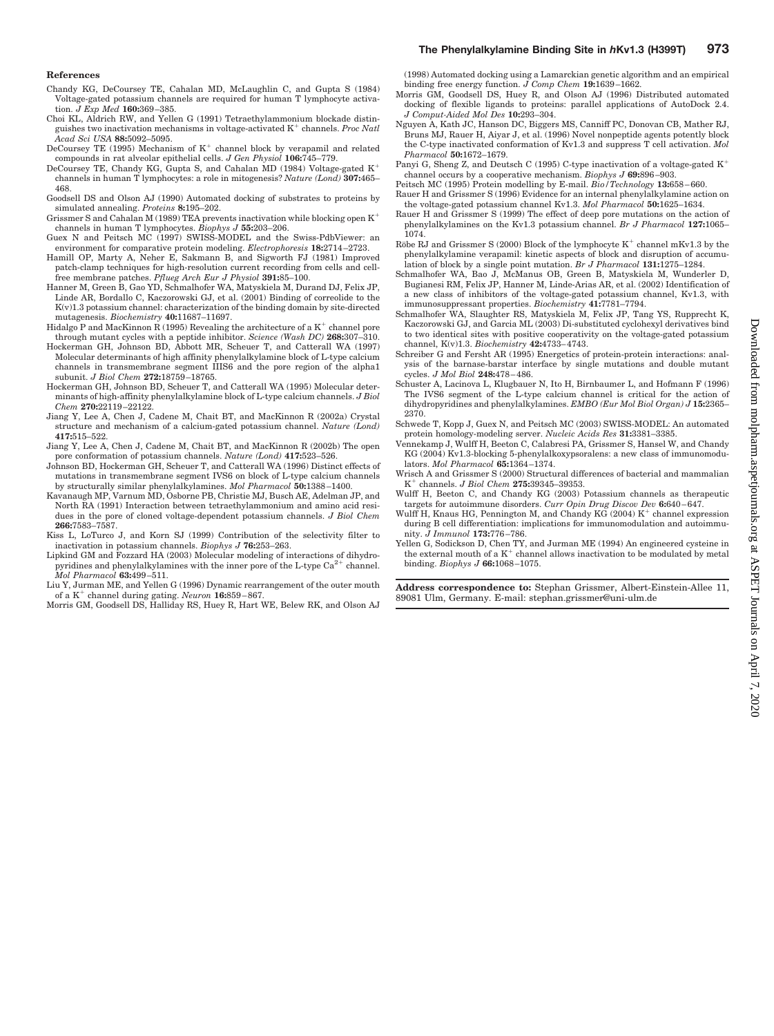### References

Chandy KG, DeCoursey TE, Cahalan MD, McLaughlin C, and Gupta S (1984) Voltage-gated potassium channels are required for human T lymphocyte activation. *J Exp Med* **160:**369–385.

Choi KL, Aldrich RW, and Yellen G (1991) Tetraethylammonium blockade distinguishes two inactivation mechanisms in voltage-activated $K^+$ channels. *Proc Natl Acad Sci USA* **88:**5092–5095.

DeCoursey TE (1995) Mechanism of $K^+$ channel block by verapamil and related compounds in rat alveolar epithelial cells. *J Gen Physiol* **106:**745–779.

DeCoursey TE, Chandy KG, Gupta S, and Cahalan MD (1984) Voltage-gated $K^+$ channels in human T lymphocytes: a role in mitogenesis? *Nature (Lond)* **307:**465–468.

Goodsell DS and Olson AJ (1990) Automated docking of substrates to proteins by simulated annealing. *Proteins* **8:**195–202.

Grissmer S and Cahalan M (1989) TEA prevents inactivation while blocking open $K^+$ channels in human T lymphocytes. *Biophys J* **55:**203–206.

Guex N and Peitsch MC (1997) SWISS-MODEL and the Swiss-PdbViewer: an environment for comparative protein modeling. *Electrophoresis* **18:**2714–2723.

Hamill OP, Marty A, Neher E, Sakmann B, and Sigworth FJ (1981) Improved patch-clamp techniques for high-resolution current recording from cells and cell-free membrane patches. *Pflueg Arch Eur J Physiol* **391:**85–100.

Hanner M, Green B, Gao YD, Schmalhofer WA, Matyskiela M, Durand DJ, Felix JP, Linde AR, Bordallo C, Kaczorowski GJ, et al. (2001) Binding of correolide to the K(v)1.3 potassium channel: characterization of the binding domain by site-directed mutagenesis. *Biochemistry* **40:**11687–11697.

Hidalgo P and MacKinnon R (1995) Revealing the architecture of a $K^+$ channel pore through mutant cycles with a peptide inhibitor. *Science (Wash DC)* **268:**307–310.

Hockerman GH, Johnson BD, Abbott MR, Scheuer T, and Catterall WA (1997) Molecular determinants of high affinity phenylalkylamine block of L-type calcium channels in transmembrane segment IIIS6 and the pore region of the alpha1 subunit. *J Biol Chem* **272:**18759–18765.

Hockerman GH, Johnson BD, Scheuer T, and Catterall WA (1995) Molecular determinants of high-affinity phenylalkylamine block of L-type calcium channels. *J Biol Chem* **270:**22119–22122.

Jiang Y, Lee A, Chen J, Cadene M, Chait BT, and MacKinnon R (2002a) Crystal structure and mechanism of a calcium-gated potassium channel. *Nature (Lond)* **417:**515–522.

Jiang Y, Lee A, Chen J, Cadene M, Chait BT, and MacKinnon R (2002b) The open pore conformation of potassium channels. *Nature (Lond)* **417:**523–526.

Johnson BD, Hockerman GH, Scheuer T, and Catterall WA (1996) Distinct effects of mutations in transmembrane segment IVS6 on block of L-type calcium channels by structurally similar phenylalkylamines. *Mol Pharmacol* **50:**1388–1400.

Kavanaugh MP, Varnum MD, Osborne PB, Christie MJ, Busch AE, Adelman JP, and North RA (1991) Interaction between tetraethylammonium and amino acid residues in the pore of cloned voltage-dependent potassium channels. *J Biol Chem* **266:**7583–7587.

Kiss L, LoTurco J, and Korn SJ (1999) Contribution of the selectivity filter to inactivation in potassium channels. *Biophys J* **76:**253–263.

Lipkind GM and Fozzard HA (2003) Molecular modeling of interactions of dihydropyridines and phenylalkylamines with the inner pore of the L-type $Ca^{2+}$ channel. *Mol Pharmacol* **63:**499–511.

Liu Y, Jurman ME, and Yellen G (1996) Dynamic rearrangement of the outer mouth of a $K^+$ channel during gating. *Neuron* **16:**859–867.

Morris GM, Goodsell DS, Halliday RS, Huey R, Hart WE, Belew RK, and Olson AJ (1998) Automated docking using a Lamarckian genetic algorithm and an empirical binding free energy function. *J Comp Chem* **19:**1639–1662.

Morris GM, Goodsell DS, Huey R, and Olson AJ (1996) Distributed automated docking of flexible ligands to proteins: parallel applications of AutoDock 2.4. *J Comput-Aided Mol Des* **10:**293–304.

Nguyen A, Kath JC, Hanson DC, Biggers MS, Canniff PC, Donovan CB, Mather RJ, Bruns MJ, Rauer H, Aiyar J, et al. (1996) Novel nonpeptide agents potently block the C-type inactivated conformation of Kv1.3 and suppress T cell activation. *Mol Pharmacol* **50:**1672–1679.

Panyi G, Sheng Z, and Deutsch C (1995) C-type inactivation of a voltage-gated $K^+$ channel occurs by a cooperative mechanism. *Biophys J* **69:**896–903.

Peitsch MC (1995) Protein modelling by E-mail. *Bio/Technology* **13:**658–660.

Rauer H and Grissmer S (1996) Evidence for an internal phenylalkylamine action on the voltage-gated potassium channel Kv1.3. *Mol Pharmacol* **50:**1625–1634.

Rauer H and Grissmer S (1999) The effect of deep pore mutations on the action of phenylalkylamines on the Kv1.3 potassium channel. *Br J Pharmacol* **127:**1065–1074.

Röbe RJ and Grissmer S (2000) Block of the lymphocyte $K^+$ channel mKv1.3 by the phenylalkylamine verapamil: kinetic aspects of block and disruption of accumulation of block by a single point mutation. *Br J Pharmacol* **131:**1275–1284.

Schmalhofer WA, Bao J, McManus OB, Green B, Matyskiela M, Wunderler D, Bugianesi RM, Felix JP, Hanner M, Linde-Arias AR, et al. (2002) Identification of a new class of inhibitors of the voltage-gated potassium channel, Kv1.3, with immunosuppressant properties. *Biochemistry* **41:**7781–7794.

Schmalhofer WA, Slaughter RS, Matyskiela M, Felix JP, Tang YS, Rupprecht K, Kaczorowski GJ, and Garcia ML (2003) Di-substituted cyclohexyl derivatives bind to two identical sites with positive cooperativity on the voltage-gated potassium channel, K(v)1.3. *Biochemistry* **42:**4733–4743.

Schreiber G and Fersht AR (1995) Energetics of protein-protein interactions: analysis of the barnase-barstar interface by single mutations and double mutant cycles. *J Mol Biol* **248:**478–486.

Schuster A, Lacinova L, Klugbauer N, Ito H, Birnbaumer L, and Hofmann F (1996) The IVS6 segment of the L-type calcium channel is critical for the action of dihydropyridines and phenylalkylamines. *EMBO (Eur Mol Biol Organ) J* **15:**2365–2370.

Schwede T, Kopp J, Guex N, and Peitsch MC (2003) SWISS-MODEL: An automated protein homology-modeling server. *Nucleic Acids Res* **31:**3381–3385.

Vennekamp J, Wulff H, Beeton C, Calabresi PA, Grissmer S, Hansel W, and Chandy KG (2004) Kv1.3-blocking 5-phenylalkoxypsoralens: a new class of immunomodulators. *Mol Pharmacol* **65:**1364–1374.

Wrisch A and Grissmer S (2000) Structural differences of bacterial and mammalian $K^+$ channels. *J Biol Chem* **275:**39345–39353.

Wulff H, Beeton C, and Chandy KG (2003) Potassium channels as therapeutic targets for autoimmune disorders. *Curr Opin Drug Discov Dev* **6:**640–647.

Wulff H, Knaus HG, Pennington M, and Chandy KG (2004) $K^+$ channel expression during B cell differentiation: implications for immunomodulation and autoimmunity. *J Immunol* **173:**776–786.

Yellen G, Sodickson D, Chen TY, and Jurman ME (1994) An engineered cysteine in the external mouth of a $K^+$ channel allows inactivation to be modulated by metal binding. *Biophys J* **66:**1068–1075.

---

**Address correspondence to:** Stephan Grissmer, Albert-Einstein-Allee 11, 89081 Ulm, Germany. E-mail: stephan.grissmer@uni-ulm.de